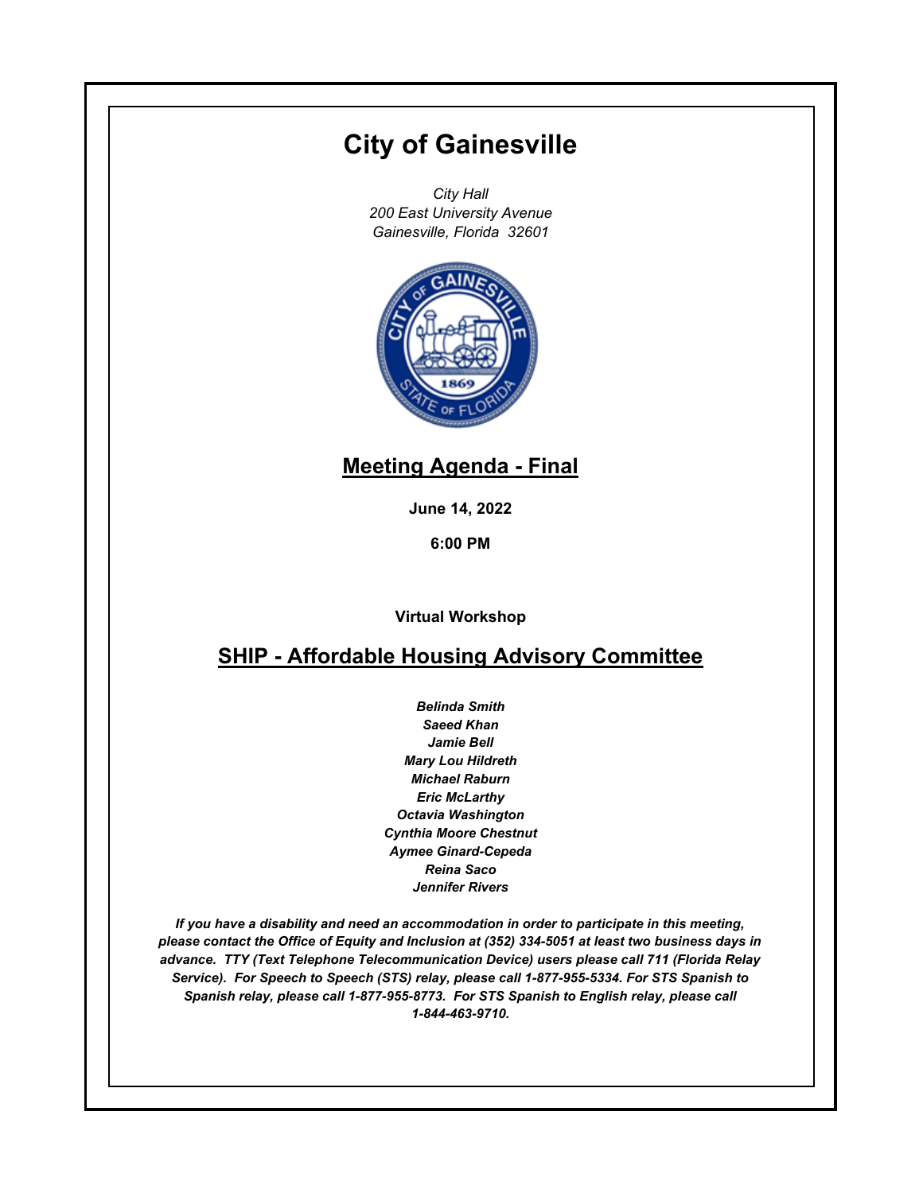# City of Gainesville

*City Hall*
*200 East University Avenue*
*Gainesville, Florida 32601*

## Meeting Agenda - Final

**June 14, 2022**

**6:00 PM**

**Virtual Workshop**

## SHIP - Affordable Housing Advisory Committee

***Belinda Smith***
***Saeed Khan***
***Jamie Bell***
***Mary Lou Hildreth***
***Michael Raburn***
***Eric McLarthy***
***Octavia Washington***
***Cynthia Moore Chestnut***
***Aymee Ginard-Cepeda***
***Reina Saco***
***Jennifer Rivers***

***If you have a disability and need an accommodation in order to participate in this meeting, please contact the Office of Equity and Inclusion at (352) 334-5051 at least two business days in advance. TTY (Text Telephone Telecommunication Device) users please call 711 (Florida Relay Service). For Speech to Speech (STS) relay, please call 1-877-955-5334. For STS Spanish to Spanish relay, please call 1-877-955-8773. For STS Spanish to English relay, please call 1-844-463-9710.***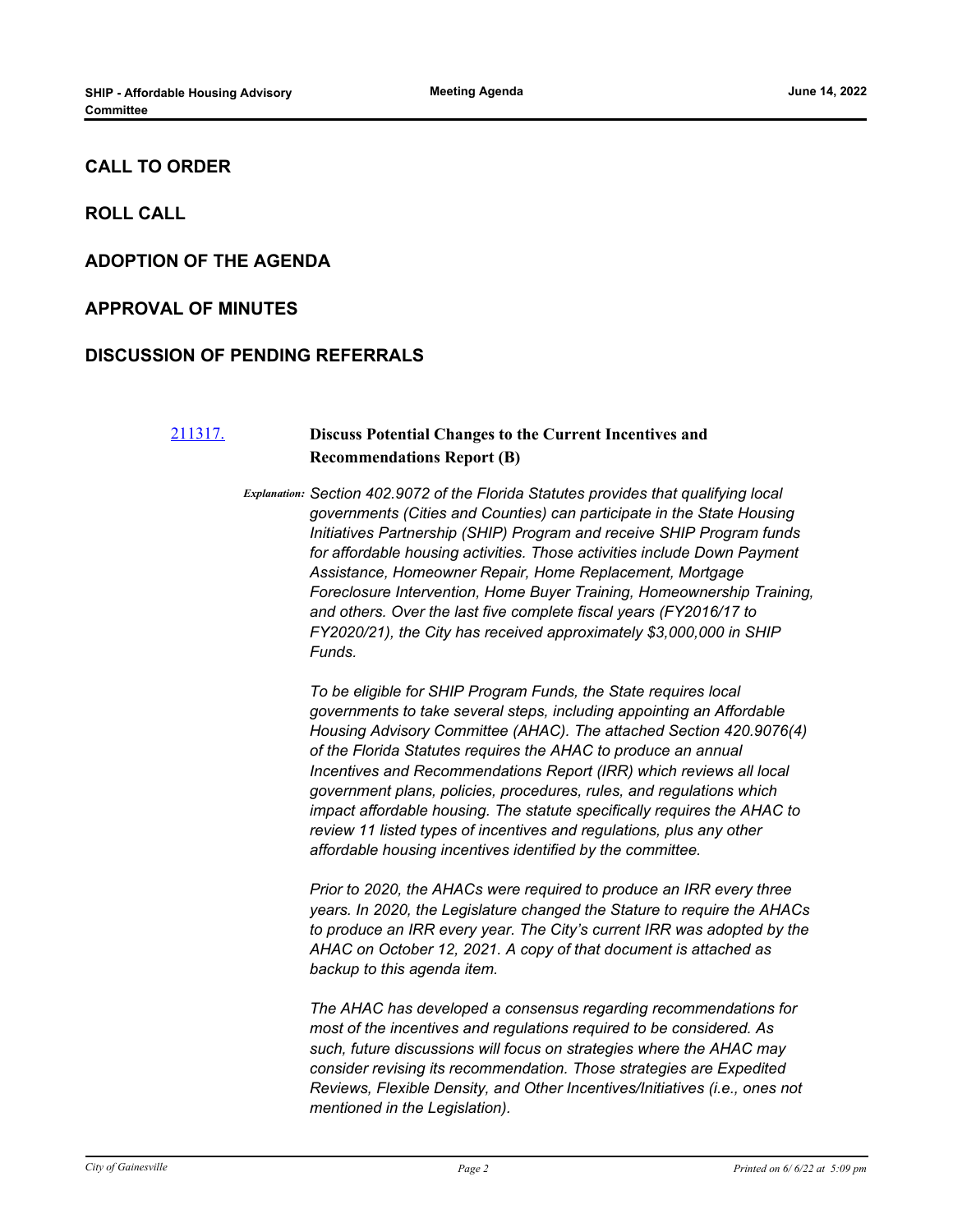## CALL TO ORDER

## ROLL CALL

## ADOPTION OF THE AGENDA

## APPROVAL OF MINUTES

## DISCUSSION OF PENDING REFERRALS

### [211317.](211317.) **Discuss Potential Changes to the Current Incentives and Recommendations Report (B)**

*Explanation:* *Section 402.9072 of the Florida Statutes provides that qualifying local governments (Cities and Counties) can participate in the State Housing Initiatives Partnership (SHIP) Program and receive SHIP Program funds for affordable housing activities. Those activities include Down Payment Assistance, Homeowner Repair, Home Replacement, Mortgage Foreclosure Intervention, Home Buyer Training, Homeownership Training, and others. Over the last five complete fiscal years (FY2016/17 to FY2020/21), the City has received approximately $3,000,000 in SHIP Funds.*

*To be eligible for SHIP Program Funds, the State requires local governments to take several steps, including appointing an Affordable Housing Advisory Committee (AHAC). The attached Section 420.9076(4) of the Florida Statutes requires the AHAC to produce an annual Incentives and Recommendations Report (IRR) which reviews all local government plans, policies, procedures, rules, and regulations which impact affordable housing. The statute specifically requires the AHAC to review 11 listed types of incentives and regulations, plus any other affordable housing incentives identified by the committee.*

*Prior to 2020, the AHACs were required to produce an IRR every three years. In 2020, the Legislature changed the Stature to require the AHACs to produce an IRR every year. The City's current IRR was adopted by the AHAC on October 12, 2021. A copy of that document is attached as backup to this agenda item.*

*The AHAC has developed a consensus regarding recommendations for most of the incentives and regulations required to be considered. As such, future discussions will focus on strategies where the AHAC may consider revising its recommendation. Those strategies are Expedited Reviews, Flexible Density, and Other Incentives/Initiatives (i.e., ones not mentioned in the Legislation).*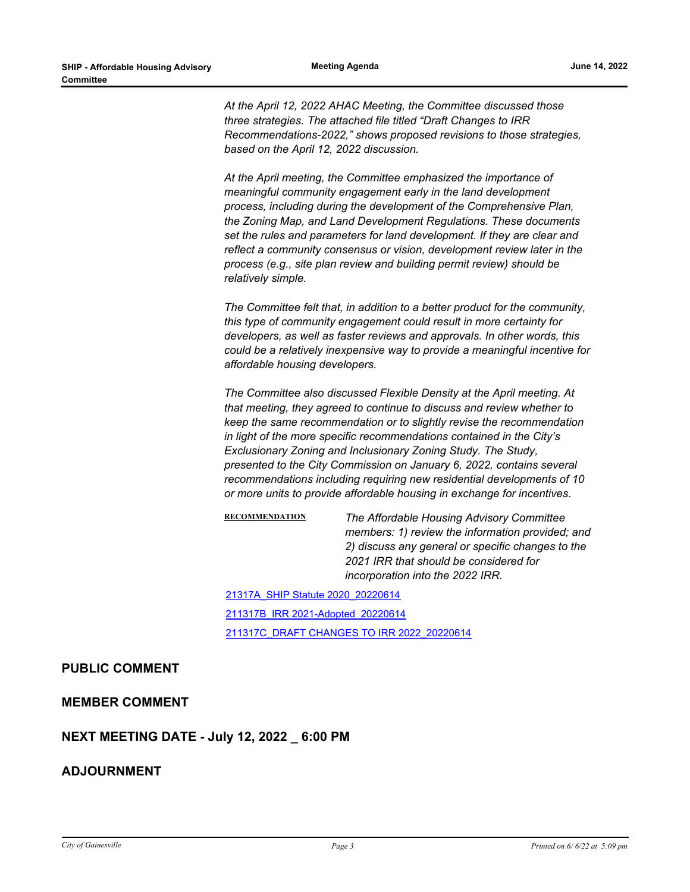*At the April 12, 2022 AHAC Meeting, the Committee discussed those three strategies. The attached file titled "Draft Changes to IRR Recommendations-2022," shows proposed revisions to those strategies, based on the April 12, 2022 discussion.*

*At the April meeting, the Committee emphasized the importance of meaningful community engagement early in the land development process, including during the development of the Comprehensive Plan, the Zoning Map, and Land Development Regulations. These documents set the rules and parameters for land development. If they are clear and reflect a community consensus or vision, development review later in the process (e.g., site plan review and building permit review) should be relatively simple.*

*The Committee felt that, in addition to a better product for the community, this type of community engagement could result in more certainty for developers, as well as faster reviews and approvals. In other words, this could be a relatively inexpensive way to provide a meaningful incentive for affordable housing developers.*

*The Committee also discussed Flexible Density at the April meeting. At that meeting, they agreed to continue to discuss and review whether to keep the same recommendation or to slightly revise the recommendation in light of the more specific recommendations contained in the City's Exclusionary Zoning and Inclusionary Zoning Study. The Study, presented to the City Commission on January 6, 2022, contains several recommendations including requiring new residential developments of 10 or more units to provide affordable housing in exchange for incentives.*

**RECOMMENDATION** *The Affordable Housing Advisory Committee members: 1) review the information provided; and 2) discuss any general or specific changes to the 2021 IRR that should be considered for incorporation into the 2022 IRR.*

21317A_SHIP Statute 2020_20220614

211317B_IRR 2021-Adopted_20220614

211317C_DRAFT CHANGES TO IRR 2022_20220614

## PUBLIC COMMENT

## MEMBER COMMENT

## NEXT MEETING DATE - July 12, 2022 _ 6:00 PM

## ADJOURNMENT